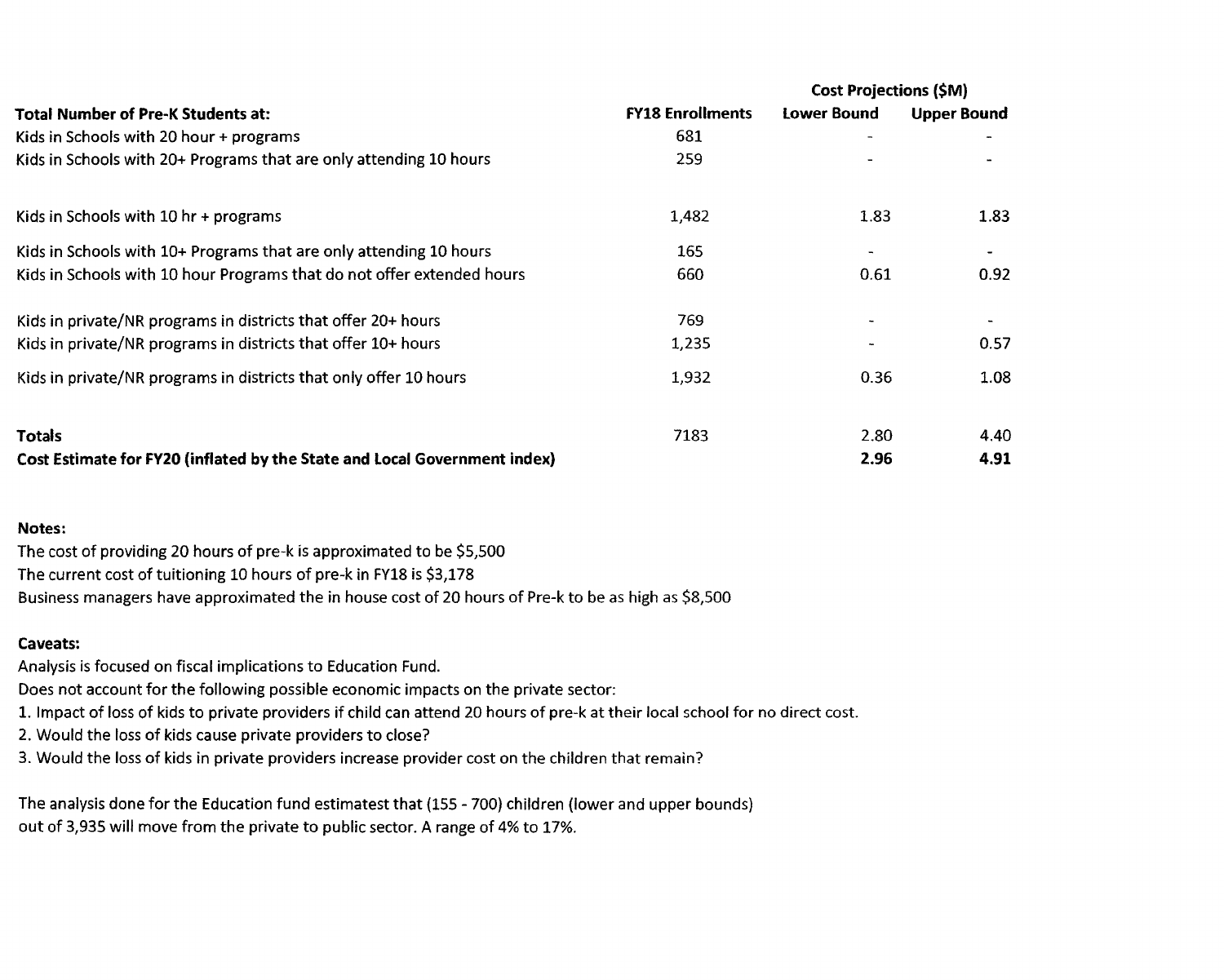| Total Number of Pre-K Students at: | FY18 Enrollments | Cost Projections ($M) Lower Bound | Upper Bound |
|---|---|---|---|
| Kids in Schools with 20 hour + programs | 681 | - | - |
| Kids in Schools with 20+ Programs that are only attending 10 hours | 259 | - | - |
| Kids in Schools with 10 hr + programs | 1,482 | 1.83 | 1.83 |
| Kids in Schools with 10+ Programs that are only attending 10 hours | 165 | - | - |
| Kids in Schools with 10 hour Programs that do not offer extended hours | 660 | 0.61 | 0.92 |
| Kids in private/NR programs in districts that offer 20+ hours | 769 | - | - |
| Kids in private/NR programs in districts that offer 10+ hours | 1,235 | - | 0.57 |
| Kids in private/NR programs in districts that only offer 10 hours | 1,932 | 0.36 | 1.08 |
| **Totals** | 7183 | 2.80 | 4.40 |
| **Cost Estimate for FY20 (inflated by the State and Local Government index)** | | **2.96** | **4.91** |

**Notes:**

The cost of providing 20 hours of pre-k is approximated to be $5,500

The current cost of tuitioning 10 hours of pre-k in FY18 is $3,178

Business managers have approximated the in house cost of 20 hours of Pre-k to be as high as $8,500

**Caveats:**

Analysis is focused on fiscal implications to Education Fund.

Does not account for the following possible economic impacts on the private sector:

1. Impact of loss of kids to private providers if child can attend 20 hours of pre-k at their local school for no direct cost.
2. Would the loss of kids cause private providers to close?
3. Would the loss of kids in private providers increase provider cost on the children that remain?

The analysis done for the Education fund estimatest that (155 - 700) children (lower and upper bounds) out of 3,935 will move from the private to public sector. A range of 4% to 17%.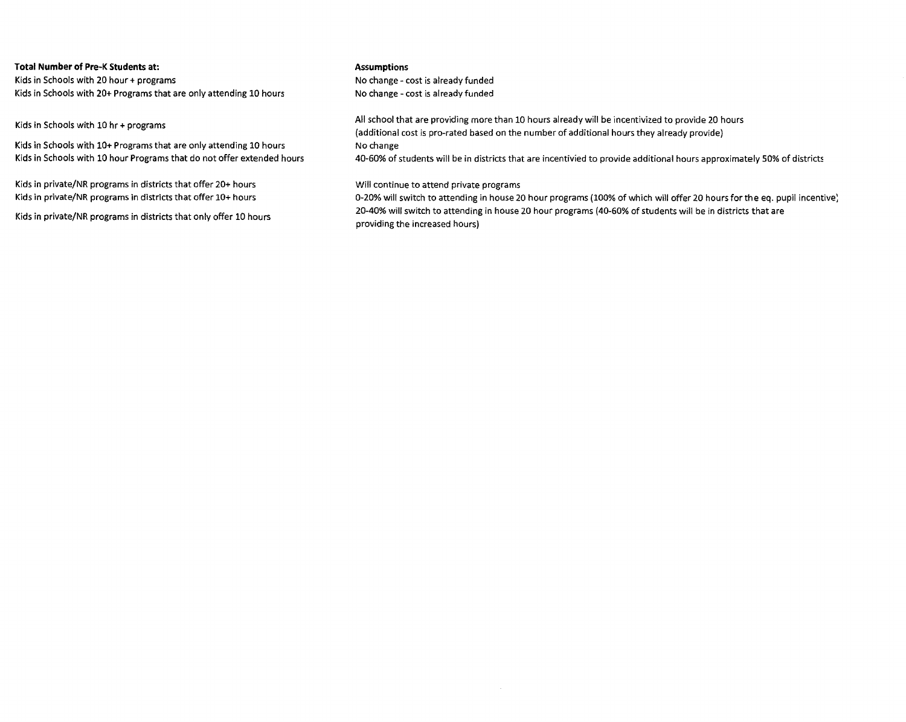| **Total Number of Pre-K Students at:** | **Assumptions** |
| --- | --- |
| Kids in Schools with 20 hour + programs | No change - cost is already funded |
| Kids in Schools with 20+ Programs that are only attending 10 hours | No change - cost is already funded |
| Kids in Schools with 10 hr + programs | All school that are providing more than 10 hours already will be incentivized to provide 20 hours (additional cost is pro-rated based on the number of additional hours they already provide) |
| Kids in Schools with 10+ Programs that are only attending 10 hours | No change |
| Kids in Schools with 10 hour Programs that do not offer extended hours | 40-60% of students will be in districts that are incentivied to provide additional hours approximately 50% of districts |
| Kids in private/NR programs in districts that offer 20+ hours | Will continue to attend private programs |
| Kids in private/NR programs in districts that offer 10+ hours | 0-20% will switch to attending in house 20 hour programs (100% of which will offer 20 hours for the eq. pupil incentive) |
| Kids in private/NR programs in districts that only offer 10 hours | 20-40% will switch to attending in house 20 hour programs (40-60% of students will be in districts that are providing the increased hours) |